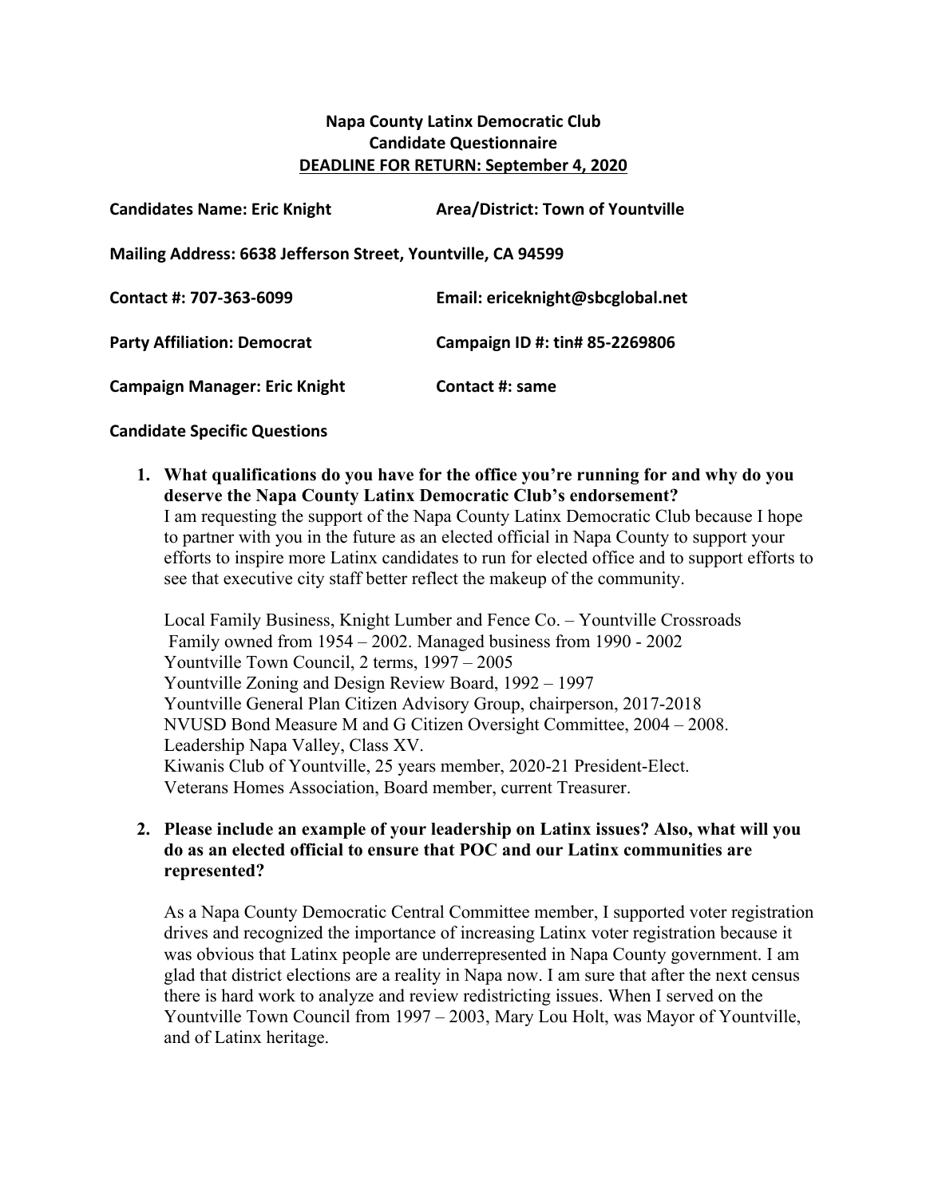**Napa County Latinx Democratic Club**
**Candidate Questionnaire**
**DEADLINE FOR RETURN: September 4, 2020**

**Candidates Name: Eric Knight** **Area/District: Town of Yountville**

**Mailing Address: 6638 Jefferson Street, Yountville, CA 94599**

**Contact #: 707-363-6099** **Email: ericeknight@sbcglobal.net**

**Party Affiliation: Democrat** **Campaign ID #: tin# 85-2269806**

**Campaign Manager: Eric Knight** **Contact #: same**

**Candidate Specific Questions**

1. **What qualifications do you have for the office you're running for and why do you deserve the Napa County Latinx Democratic Club's endorsement?**
   I am requesting the support of the Napa County Latinx Democratic Club because I hope to partner with you in the future as an elected official in Napa County to support your efforts to inspire more Latinx candidates to run for elected office and to support efforts to see that executive city staff better reflect the makeup of the community.

   Local Family Business, Knight Lumber and Fence Co. – Yountville Crossroads
   Family owned from 1954 – 2002. Managed business from 1990 - 2002
   Yountville Town Council, 2 terms, 1997 – 2005
   Yountville Zoning and Design Review Board, 1992 – 1997
   Yountville General Plan Citizen Advisory Group, chairperson, 2017-2018
   NVUSD Bond Measure M and G Citizen Oversight Committee, 2004 – 2008.
   Leadership Napa Valley, Class XV.
   Kiwanis Club of Yountville, 25 years member, 2020-21 President-Elect.
   Veterans Homes Association, Board member, current Treasurer.

2. **Please include an example of your leadership on Latinx issues? Also, what will you do as an elected official to ensure that POC and our Latinx communities are represented?**

   As a Napa County Democratic Central Committee member, I supported voter registration drives and recognized the importance of increasing Latinx voter registration because it was obvious that Latinx people are underrepresented in Napa County government. I am glad that district elections are a reality in Napa now. I am sure that after the next census there is hard work to analyze and review redistricting issues. When I served on the Yountville Town Council from 1997 – 2003, Mary Lou Holt, was Mayor of Yountville, and of Latinx heritage.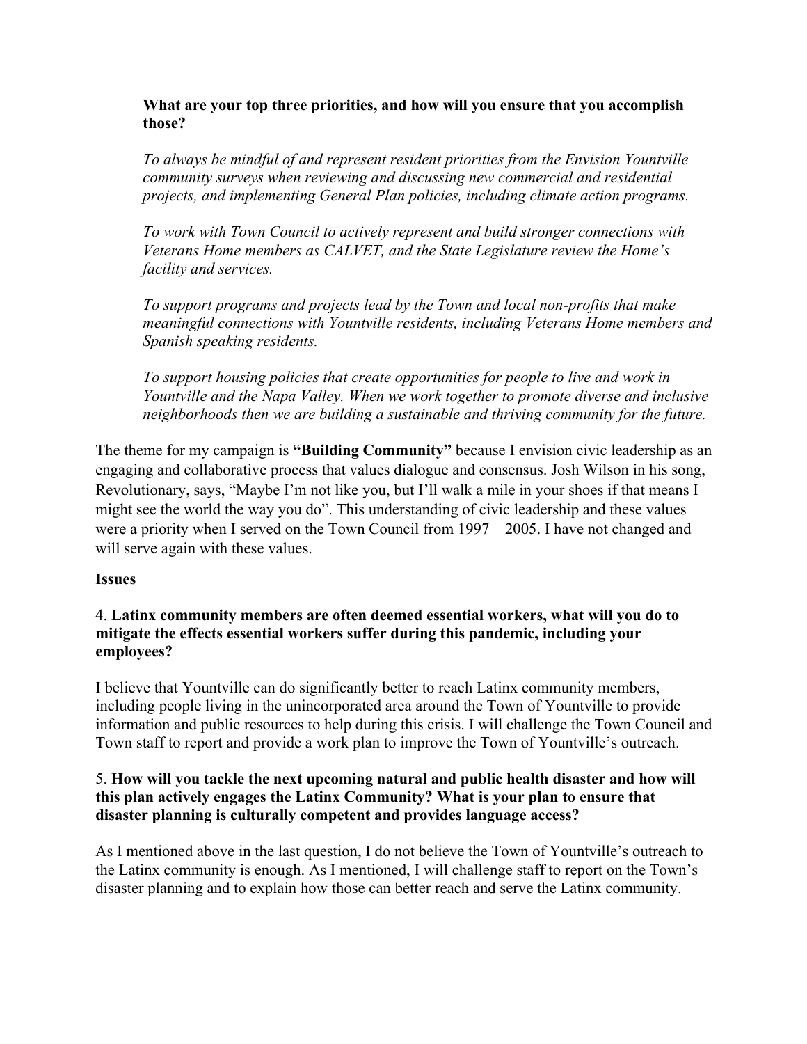**What are your top three priorities, and how will you ensure that you accomplish those?**

*To always be mindful of and represent resident priorities from the Envision Yountville community surveys when reviewing and discussing new commercial and residential projects, and implementing General Plan policies, including climate action programs.*

*To work with Town Council to actively represent and build stronger connections with Veterans Home members as CALVET, and the State Legislature review the Home's facility and services.*

*To support programs and projects lead by the Town and local non-profits that make meaningful connections with Yountville residents, including Veterans Home members and Spanish speaking residents.*

*To support housing policies that create opportunities for people to live and work in Yountville and the Napa Valley. When we work together to promote diverse and inclusive neighborhoods then we are building a sustainable and thriving community for the future.*

The theme for my campaign is **"Building Community"** because I envision civic leadership as an engaging and collaborative process that values dialogue and consensus. Josh Wilson in his song, Revolutionary, says, "Maybe I'm not like you, but I'll walk a mile in your shoes if that means I might see the world the way you do". This understanding of civic leadership and these values were a priority when I served on the Town Council from 1997 – 2005. I have not changed and will serve again with these values.

**Issues**

4. **Latinx community members are often deemed essential workers, what will you do to mitigate the effects essential workers suffer during this pandemic, including your employees?**

I believe that Yountville can do significantly better to reach Latinx community members, including people living in the unincorporated area around the Town of Yountville to provide information and public resources to help during this crisis. I will challenge the Town Council and Town staff to report and provide a work plan to improve the Town of Yountville's outreach.

5. **How will you tackle the next upcoming natural and public health disaster and how will this plan actively engages the Latinx Community? What is your plan to ensure that disaster planning is culturally competent and provides language access?**

As I mentioned above in the last question, I do not believe the Town of Yountville's outreach to the Latinx community is enough. As I mentioned, I will challenge staff to report on the Town's disaster planning and to explain how those can better reach and serve the Latinx community.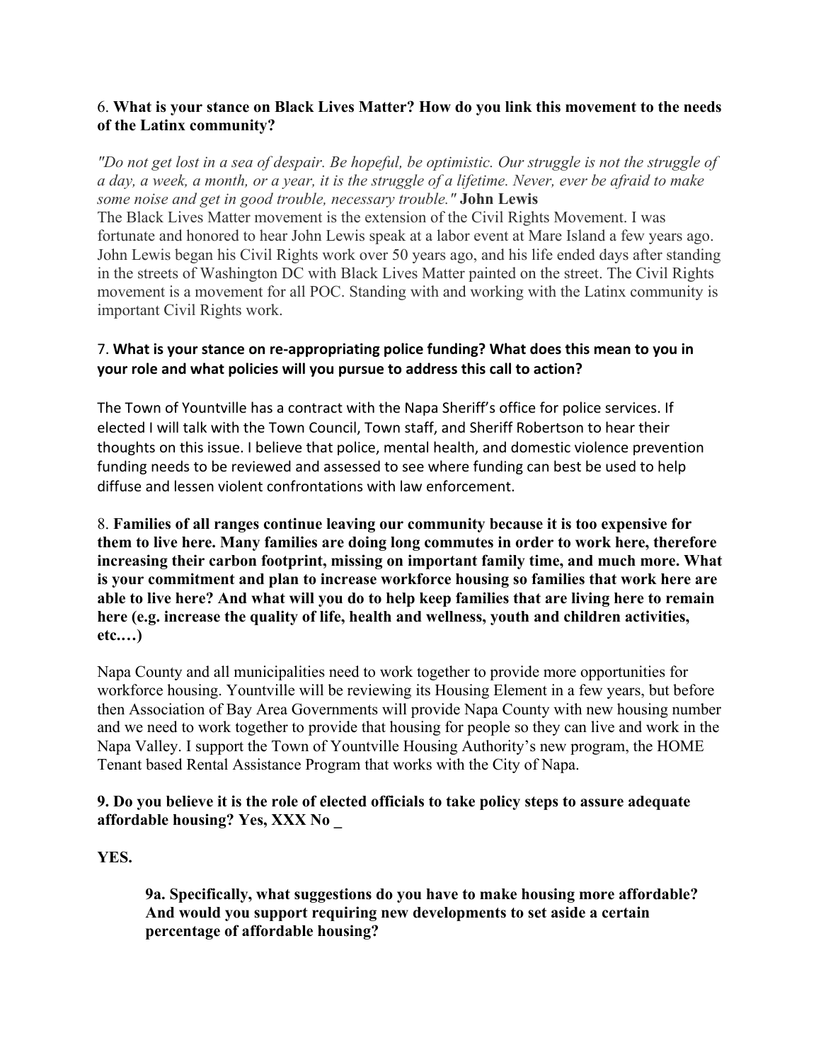6. **What is your stance on Black Lives Matter? How do you link this movement to the needs of the Latinx community?**

*"Do not get lost in a sea of despair. Be hopeful, be optimistic. Our struggle is not the struggle of a day, a week, a month, or a year, it is the struggle of a lifetime. Never, ever be afraid to make some noise and get in good trouble, necessary trouble."* **John Lewis**
The Black Lives Matter movement is the extension of the Civil Rights Movement. I was fortunate and honored to hear John Lewis speak at a labor event at Mare Island a few years ago. John Lewis began his Civil Rights work over 50 years ago, and his life ended days after standing in the streets of Washington DC with Black Lives Matter painted on the street. The Civil Rights movement is a movement for all POC. Standing with and working with the Latinx community is important Civil Rights work.

7. **What is your stance on re-appropriating police funding? What does this mean to you in your role and what policies will you pursue to address this call to action?**

The Town of Yountville has a contract with the Napa Sheriff's office for police services. If elected I will talk with the Town Council, Town staff, and Sheriff Robertson to hear their thoughts on this issue. I believe that police, mental health, and domestic violence prevention funding needs to be reviewed and assessed to see where funding can best be used to help diffuse and lessen violent confrontations with law enforcement.

8. **Families of all ranges continue leaving our community because it is too expensive for them to live here. Many families are doing long commutes in order to work here, therefore increasing their carbon footprint, missing on important family time, and much more. What is your commitment and plan to increase workforce housing so families that work here are able to live here? And what will you do to help keep families that are living here to remain here (e.g. increase the quality of life, health and wellness, youth and children activities, etc.…)**

Napa County and all municipalities need to work together to provide more opportunities for workforce housing. Yountville will be reviewing its Housing Element in a few years, but before then Association of Bay Area Governments will provide Napa County with new housing number and we need to work together to provide that housing for people so they can live and work in the Napa Valley. I support the Town of Yountville Housing Authority's new program, the HOME Tenant based Rental Assistance Program that works with the City of Napa.

**9. Do you believe it is the role of elected officials to take policy steps to assure adequate affordable housing? Yes, XXX No _**

**YES.**

> **9a. Specifically, what suggestions do you have to make housing more affordable? And would you support requiring new developments to set aside a certain percentage of affordable housing?**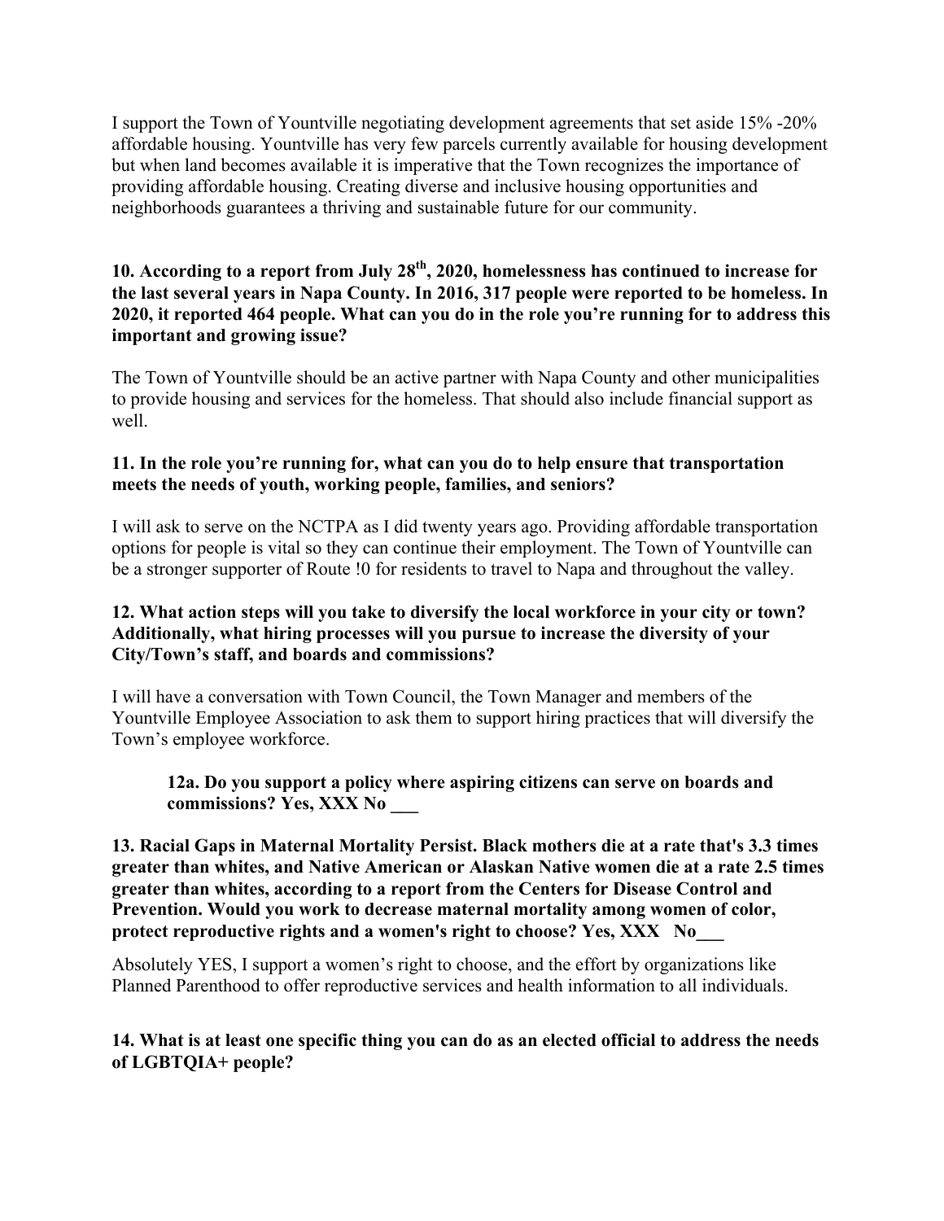I support the Town of Yountville negotiating development agreements that set aside 15% -20% affordable housing. Yountville has very few parcels currently available for housing development but when land becomes available it is imperative that the Town recognizes the importance of providing affordable housing. Creating diverse and inclusive housing opportunities and neighborhoods guarantees a thriving and sustainable future for our community.

**10. According to a report from July 28th, 2020, homelessness has continued to increase for the last several years in Napa County. In 2016, 317 people were reported to be homeless. In 2020, it reported 464 people. What can you do in the role you're running for to address this important and growing issue?**

The Town of Yountville should be an active partner with Napa County and other municipalities to provide housing and services for the homeless. That should also include financial support as well.

**11. In the role you're running for, what can you do to help ensure that transportation meets the needs of youth, working people, families, and seniors?**

I will ask to serve on the NCTPA as I did twenty years ago. Providing affordable transportation options for people is vital so they can continue their employment. The Town of Yountville can be a stronger supporter of Route !0 for residents to travel to Napa and throughout the valley.

**12. What action steps will you take to diversify the local workforce in your city or town? Additionally, what hiring processes will you pursue to increase the diversity of your City/Town's staff, and boards and commissions?**

I will have a conversation with Town Council, the Town Manager and members of the Yountville Employee Association to ask them to support hiring practices that will diversify the Town's employee workforce.

> **12a. Do you support a policy where aspiring citizens can serve on boards and commissions? Yes, XXX No ___**

**13. Racial Gaps in Maternal Mortality Persist. Black mothers die at a rate that's 3.3 times greater than whites, and Native American or Alaskan Native women die at a rate 2.5 times greater than whites, according to a report from the Centers for Disease Control and Prevention. Would you work to decrease maternal mortality among women of color, protect reproductive rights and a women's right to choose? Yes, XXX No___**

Absolutely YES, I support a women's right to choose, and the effort by organizations like Planned Parenthood to offer reproductive services and health information to all individuals.

**14. What is at least one specific thing you can do as an elected official to address the needs of LGBTQIA+ people?**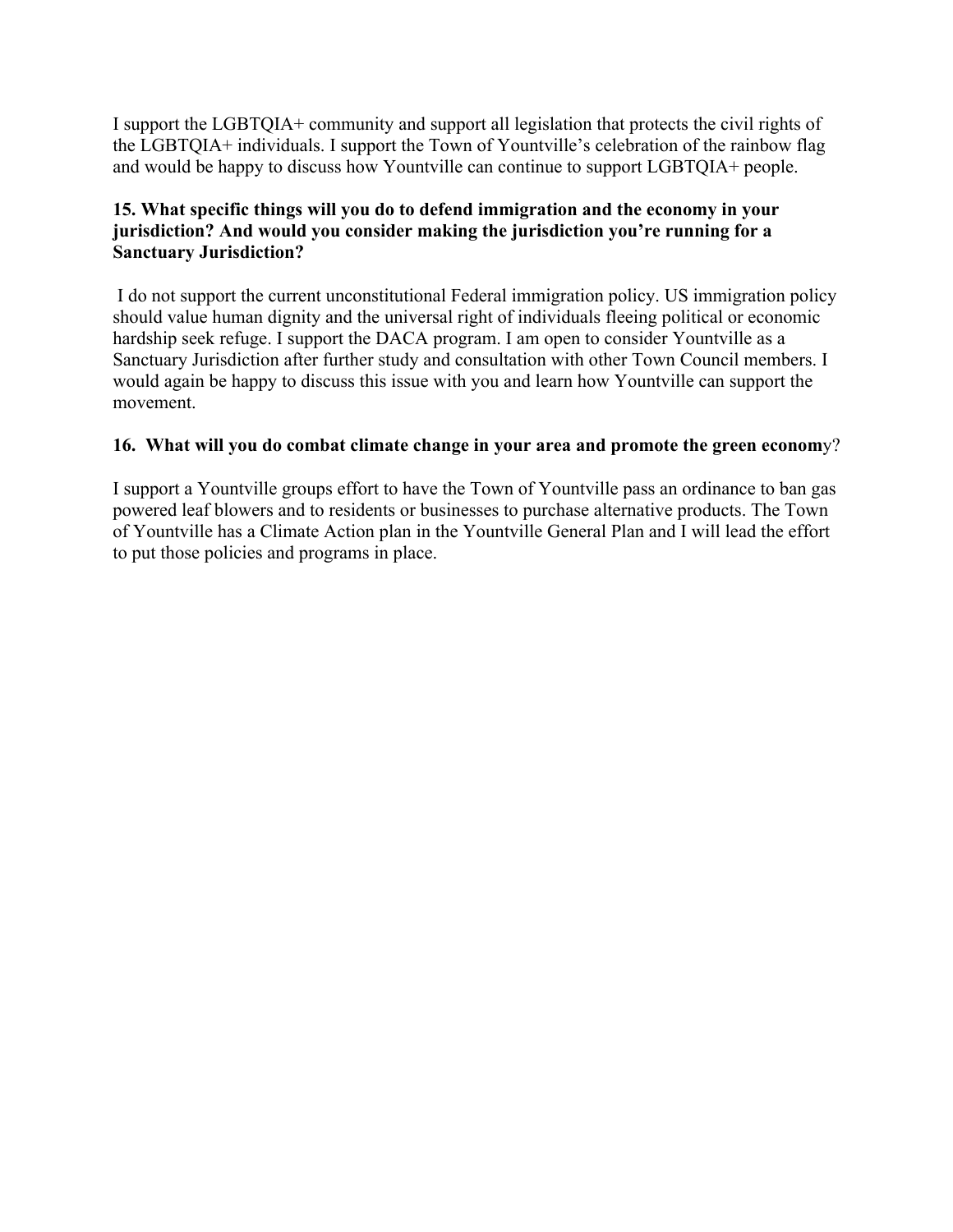I support the LGBTQIA+ community and support all legislation that protects the civil rights of the LGBTQIA+ individuals. I support the Town of Yountville's celebration of the rainbow flag and would be happy to discuss how Yountville can continue to support LGBTQIA+ people.

**15. What specific things will you do to defend immigration and the economy in your jurisdiction? And would you consider making the jurisdiction you're running for a Sanctuary Jurisdiction?**

I do not support the current unconstitutional Federal immigration policy. US immigration policy should value human dignity and the universal right of individuals fleeing political or economic hardship seek refuge. I support the DACA program. I am open to consider Yountville as a Sanctuary Jurisdiction after further study and consultation with other Town Council members. I would again be happy to discuss this issue with you and learn how Yountville can support the movement.

**16. What will you do combat climate change in your area and promote the green econom**y?

I support a Yountville groups effort to have the Town of Yountville pass an ordinance to ban gas powered leaf blowers and to residents or businesses to purchase alternative products. The Town of Yountville has a Climate Action plan in the Yountville General Plan and I will lead the effort to put those policies and programs in place.